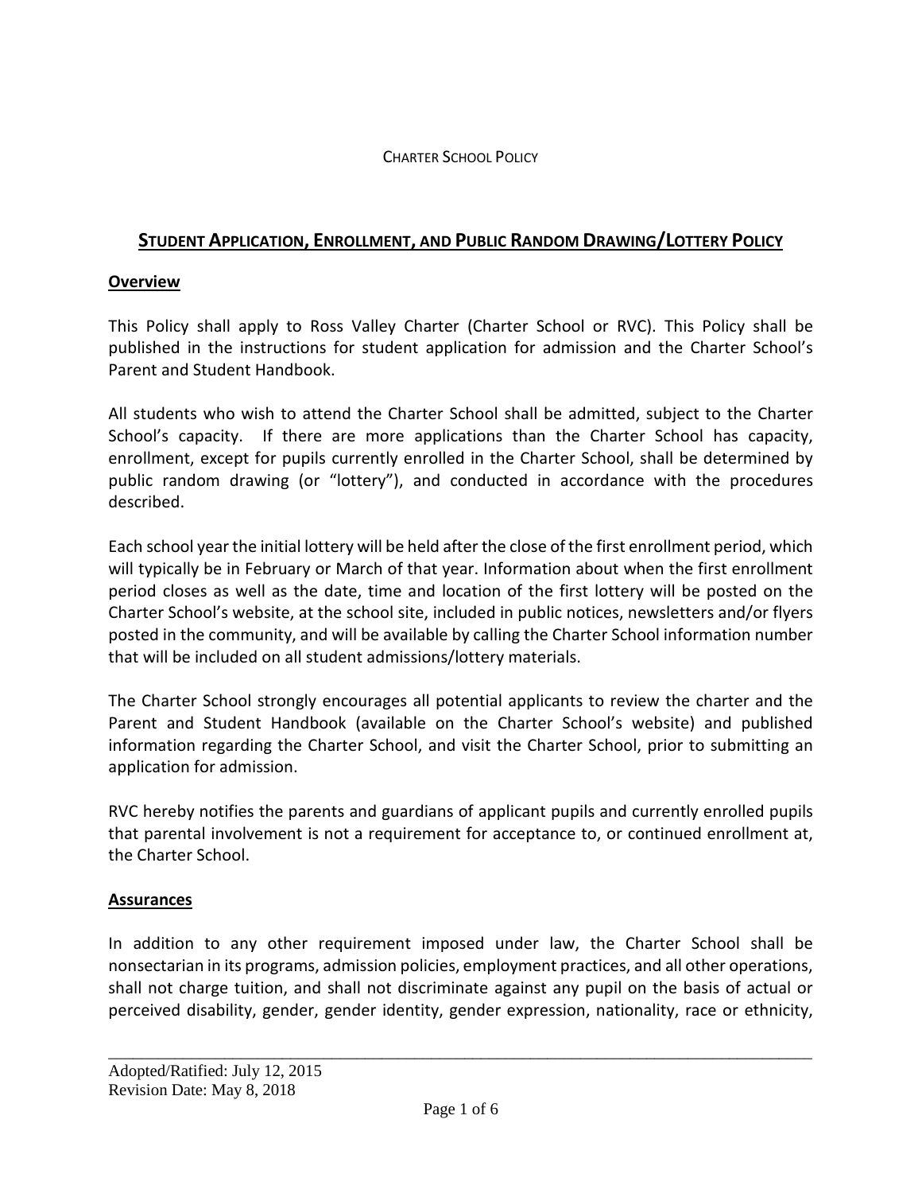CHARTER SCHOOL POLICY

# STUDENT APPLICATION, ENROLLMENT, AND PUBLIC RANDOM DRAWING/LOTTERY POLICY

## Overview

This Policy shall apply to Ross Valley Charter (Charter School or RVC). This Policy shall be published in the instructions for student application for admission and the Charter School's Parent and Student Handbook.

All students who wish to attend the Charter School shall be admitted, subject to the Charter School's capacity. If there are more applications than the Charter School has capacity, enrollment, except for pupils currently enrolled in the Charter School, shall be determined by public random drawing (or "lottery"), and conducted in accordance with the procedures described.

Each school year the initial lottery will be held after the close of the first enrollment period, which will typically be in February or March of that year. Information about when the first enrollment period closes as well as the date, time and location of the first lottery will be posted on the Charter School's website, at the school site, included in public notices, newsletters and/or flyers posted in the community, and will be available by calling the Charter School information number that will be included on all student admissions/lottery materials.

The Charter School strongly encourages all potential applicants to review the charter and the Parent and Student Handbook (available on the Charter School's website) and published information regarding the Charter School, and visit the Charter School, prior to submitting an application for admission.

RVC hereby notifies the parents and guardians of applicant pupils and currently enrolled pupils that parental involvement is not a requirement for acceptance to, or continued enrollment at, the Charter School.

## Assurances

In addition to any other requirement imposed under law, the Charter School shall be nonsectarian in its programs, admission policies, employment practices, and all other operations, shall not charge tuition, and shall not discriminate against any pupil on the basis of actual or perceived disability, gender, gender identity, gender expression, nationality, race or ethnicity,

Adopted/Ratified: July 12, 2015
Revision Date: May 8, 2018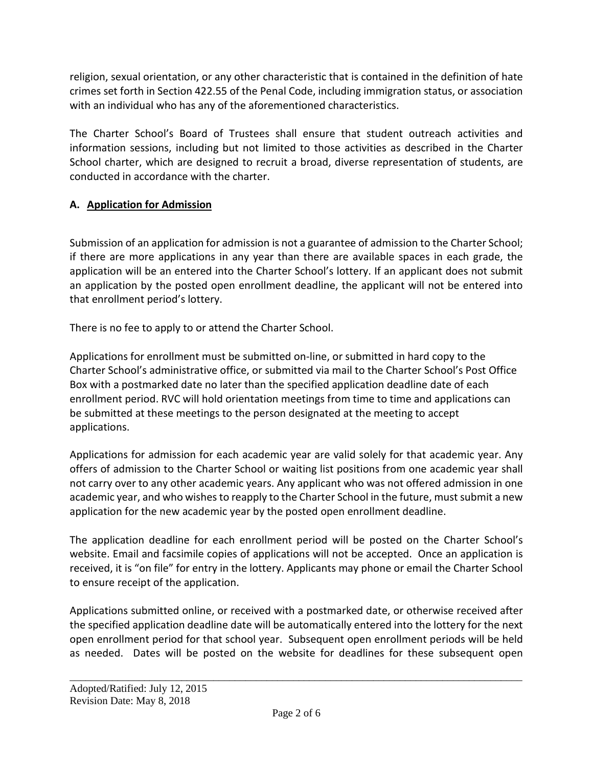religion, sexual orientation, or any other characteristic that is contained in the definition of hate crimes set forth in Section 422.55 of the Penal Code, including immigration status, or association with an individual who has any of the aforementioned characteristics.

The Charter School's Board of Trustees shall ensure that student outreach activities and information sessions, including but not limited to those activities as described in the Charter School charter, which are designed to recruit a broad, diverse representation of students, are conducted in accordance with the charter.

### A. Application for Admission

Submission of an application for admission is not a guarantee of admission to the Charter School; if there are more applications in any year than there are available spaces in each grade, the application will be an entered into the Charter School's lottery. If an applicant does not submit an application by the posted open enrollment deadline, the applicant will not be entered into that enrollment period's lottery.

There is no fee to apply to or attend the Charter School.

Applications for enrollment must be submitted on-line, or submitted in hard copy to the Charter School's administrative office, or submitted via mail to the Charter School's Post Office Box with a postmarked date no later than the specified application deadline date of each enrollment period. RVC will hold orientation meetings from time to time and applications can be submitted at these meetings to the person designated at the meeting to accept applications.

Applications for admission for each academic year are valid solely for that academic year. Any offers of admission to the Charter School or waiting list positions from one academic year shall not carry over to any other academic years. Any applicant who was not offered admission in one academic year, and who wishes to reapply to the Charter School in the future, must submit a new application for the new academic year by the posted open enrollment deadline.

The application deadline for each enrollment period will be posted on the Charter School's website. Email and facsimile copies of applications will not be accepted. Once an application is received, it is "on file" for entry in the lottery. Applicants may phone or email the Charter School to ensure receipt of the application.

Applications submitted online, or received with a postmarked date, or otherwise received after the specified application deadline date will be automatically entered into the lottery for the next open enrollment period for that school year. Subsequent open enrollment periods will be held as needed. Dates will be posted on the website for deadlines for these subsequent open

Adopted/Ratified: July 12, 2015
Revision Date: May 8, 2018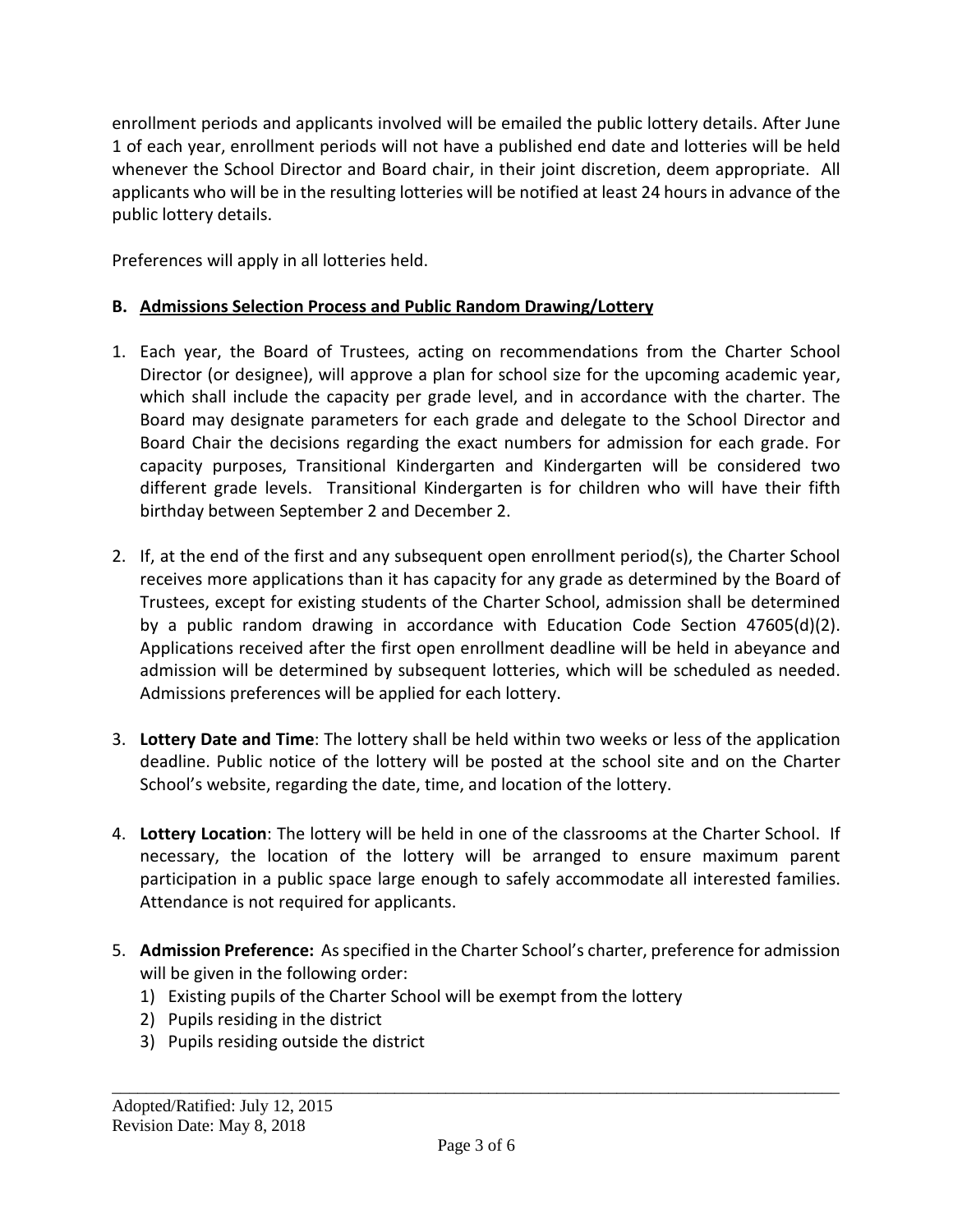enrollment periods and applicants involved will be emailed the public lottery details. After June 1 of each year, enrollment periods will not have a published end date and lotteries will be held whenever the School Director and Board chair, in their joint discretion, deem appropriate. All applicants who will be in the resulting lotteries will be notified at least 24 hours in advance of the public lottery details.

Preferences will apply in all lotteries held.

### B. Admissions Selection Process and Public Random Drawing/Lottery

1. Each year, the Board of Trustees, acting on recommendations from the Charter School Director (or designee), will approve a plan for school size for the upcoming academic year, which shall include the capacity per grade level, and in accordance with the charter. The Board may designate parameters for each grade and delegate to the School Director and Board Chair the decisions regarding the exact numbers for admission for each grade. For capacity purposes, Transitional Kindergarten and Kindergarten will be considered two different grade levels. Transitional Kindergarten is for children who will have their fifth birthday between September 2 and December 2.

2. If, at the end of the first and any subsequent open enrollment period(s), the Charter School receives more applications than it has capacity for any grade as determined by the Board of Trustees, except for existing students of the Charter School, admission shall be determined by a public random drawing in accordance with Education Code Section 47605(d)(2). Applications received after the first open enrollment deadline will be held in abeyance and admission will be determined by subsequent lotteries, which will be scheduled as needed. Admissions preferences will be applied for each lottery.

3. **Lottery Date and Time**: The lottery shall be held within two weeks or less of the application deadline. Public notice of the lottery will be posted at the school site and on the Charter School's website, regarding the date, time, and location of the lottery.

4. **Lottery Location**: The lottery will be held in one of the classrooms at the Charter School. If necessary, the location of the lottery will be arranged to ensure maximum parent participation in a public space large enough to safely accommodate all interested families. Attendance is not required for applicants.

5. **Admission Preference:** As specified in the Charter School's charter, preference for admission will be given in the following order:
   1) Existing pupils of the Charter School will be exempt from the lottery
   2) Pupils residing in the district
   3) Pupils residing outside the district

Adopted/Ratified: July 12, 2015
Revision Date: May 8, 2018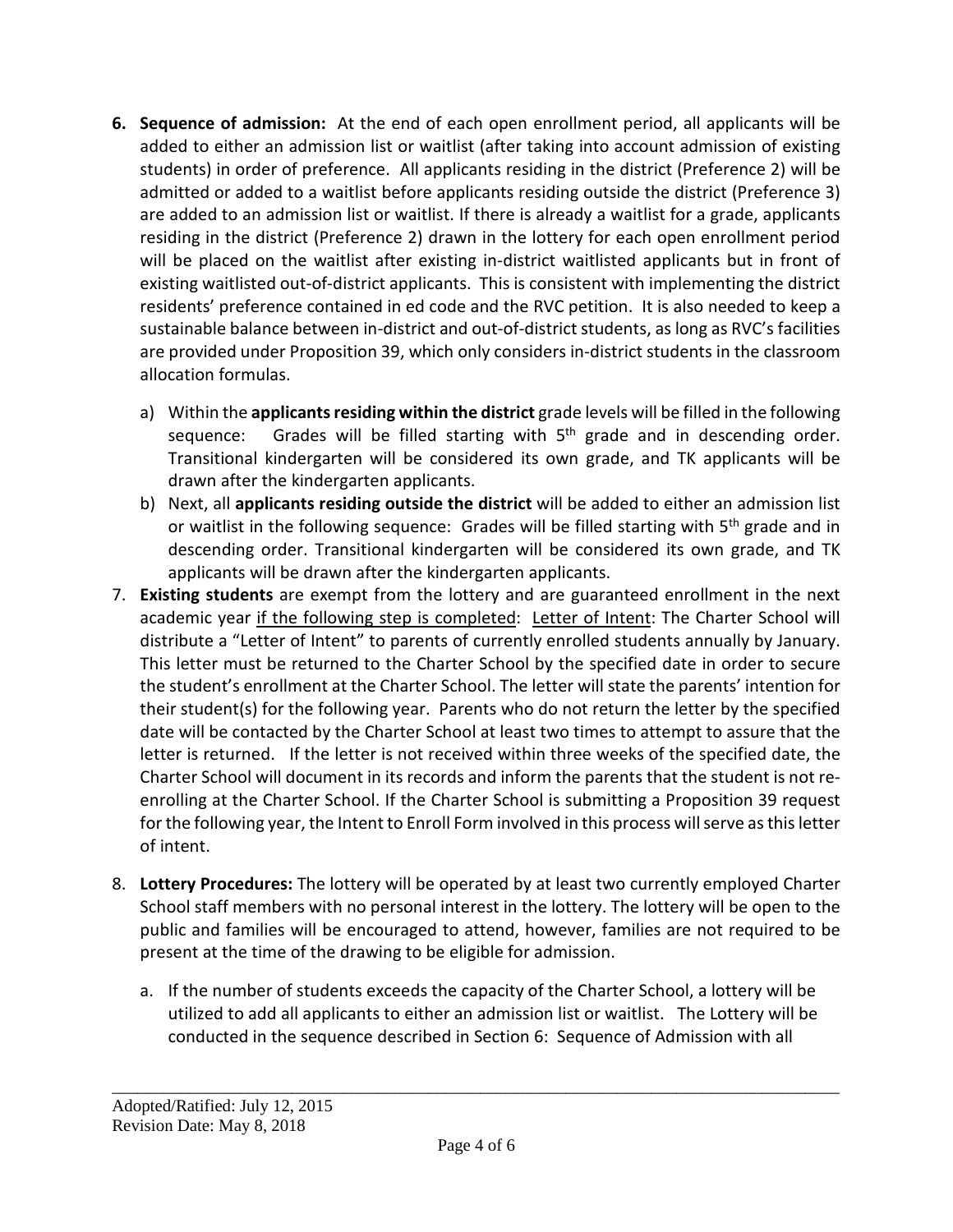6. **Sequence of admission:** At the end of each open enrollment period, all applicants will be added to either an admission list or waitlist (after taking into account admission of existing students) in order of preference. All applicants residing in the district (Preference 2) will be admitted or added to a waitlist before applicants residing outside the district (Preference 3) are added to an admission list or waitlist. If there is already a waitlist for a grade, applicants residing in the district (Preference 2) drawn in the lottery for each open enrollment period will be placed on the waitlist after existing in-district waitlisted applicants but in front of existing waitlisted out-of-district applicants. This is consistent with implementing the district residents' preference contained in ed code and the RVC petition. It is also needed to keep a sustainable balance between in-district and out-of-district students, as long as RVC's facilities are provided under Proposition 39, which only considers in-district students in the classroom allocation formulas.

   a) Within the **applicants residing within the district** grade levels will be filled in the following sequence: Grades will be filled starting with 5th grade and in descending order. Transitional kindergarten will be considered its own grade, and TK applicants will be drawn after the kindergarten applicants.
   b) Next, all **applicants residing outside the district** will be added to either an admission list or waitlist in the following sequence: Grades will be filled starting with 5th grade and in descending order. Transitional kindergarten will be considered its own grade, and TK applicants will be drawn after the kindergarten applicants.

7. **Existing students** are exempt from the lottery and are guaranteed enrollment in the next academic year <u>if the following step is completed</u>: <u>Letter of Intent</u>: The Charter School will distribute a "Letter of Intent" to parents of currently enrolled students annually by January. This letter must be returned to the Charter School by the specified date in order to secure the student's enrollment at the Charter School. The letter will state the parents' intention for their student(s) for the following year. Parents who do not return the letter by the specified date will be contacted by the Charter School at least two times to attempt to assure that the letter is returned. If the letter is not received within three weeks of the specified date, the Charter School will document in its records and inform the parents that the student is not re-enrolling at the Charter School. If the Charter School is submitting a Proposition 39 request for the following year, the Intent to Enroll Form involved in this process will serve as this letter of intent.

8. **Lottery Procedures:** The lottery will be operated by at least two currently employed Charter School staff members with no personal interest in the lottery. The lottery will be open to the public and families will be encouraged to attend, however, families are not required to be present at the time of the drawing to be eligible for admission.

   a. If the number of students exceeds the capacity of the Charter School, a lottery will be utilized to add all applicants to either an admission list or waitlist. The Lottery will be conducted in the sequence described in Section 6: Sequence of Admission with all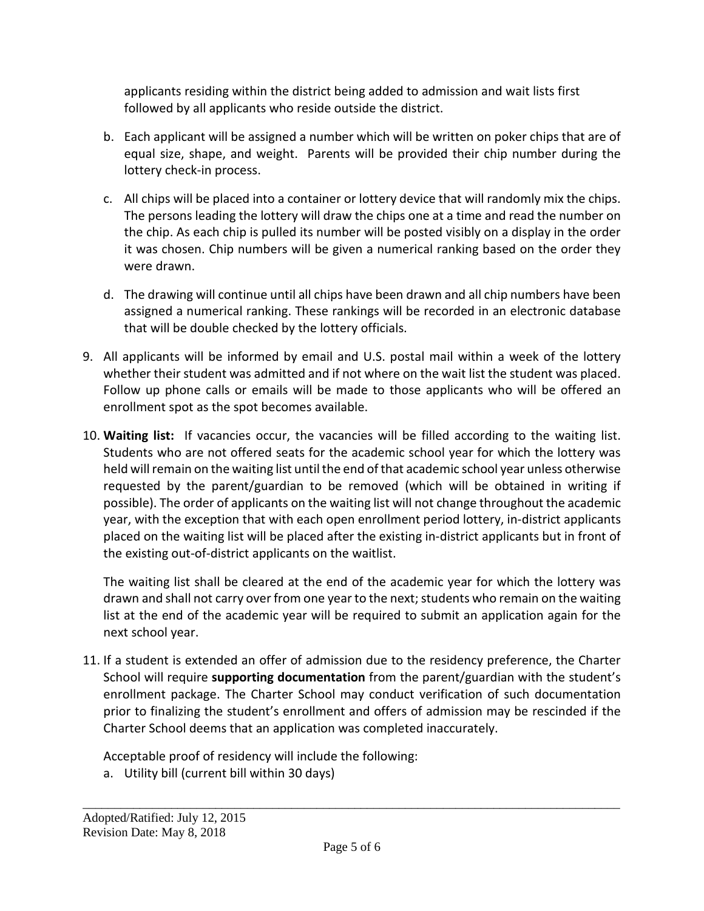applicants residing within the district being added to admission and wait lists first followed by all applicants who reside outside the district.

b. Each applicant will be assigned a number which will be written on poker chips that are of equal size, shape, and weight. Parents will be provided their chip number during the lottery check-in process.

c. All chips will be placed into a container or lottery device that will randomly mix the chips. The persons leading the lottery will draw the chips one at a time and read the number on the chip. As each chip is pulled its number will be posted visibly on a display in the order it was chosen. Chip numbers will be given a numerical ranking based on the order they were drawn.

d. The drawing will continue until all chips have been drawn and all chip numbers have been assigned a numerical ranking. These rankings will be recorded in an electronic database that will be double checked by the lottery officials.

9. All applicants will be informed by email and U.S. postal mail within a week of the lottery whether their student was admitted and if not where on the wait list the student was placed. Follow up phone calls or emails will be made to those applicants who will be offered an enrollment spot as the spot becomes available.

10. **Waiting list:** If vacancies occur, the vacancies will be filled according to the waiting list. Students who are not offered seats for the academic school year for which the lottery was held will remain on the waiting list until the end of that academic school year unless otherwise requested by the parent/guardian to be removed (which will be obtained in writing if possible). The order of applicants on the waiting list will not change throughout the academic year, with the exception that with each open enrollment period lottery, in-district applicants placed on the waiting list will be placed after the existing in-district applicants but in front of the existing out-of-district applicants on the waitlist.

    The waiting list shall be cleared at the end of the academic year for which the lottery was drawn and shall not carry over from one year to the next; students who remain on the waiting list at the end of the academic year will be required to submit an application again for the next school year.

11. If a student is extended an offer of admission due to the residency preference, the Charter School will require **supporting documentation** from the parent/guardian with the student's enrollment package. The Charter School may conduct verification of such documentation prior to finalizing the student's enrollment and offers of admission may be rescinded if the Charter School deems that an application was completed inaccurately.

    Acceptable proof of residency will include the following:

    a. Utility bill (current bill within 30 days)

Adopted/Ratified: July 12, 2015
Revision Date: May 8, 2018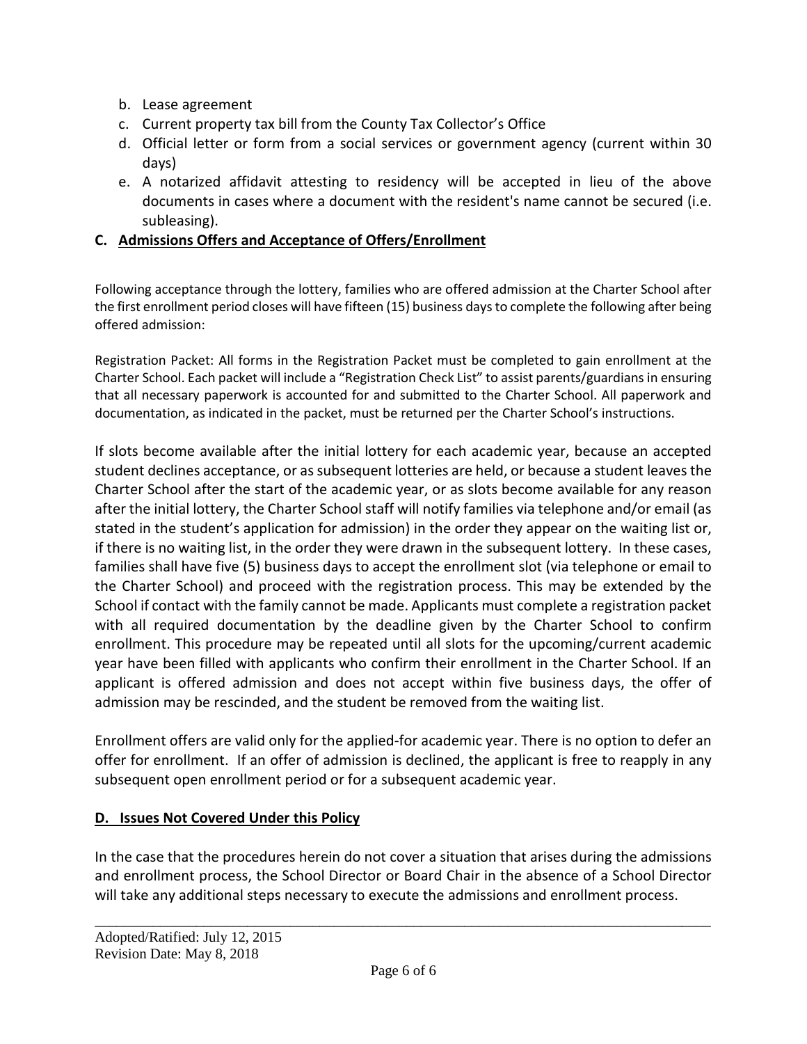b. Lease agreement
c. Current property tax bill from the County Tax Collector's Office
d. Official letter or form from a social services or government agency (current within 30 days)
e. A notarized affidavit attesting to residency will be accepted in lieu of the above documents in cases where a document with the resident's name cannot be secured (i.e. subleasing).

## C. Admissions Offers and Acceptance of Offers/Enrollment

Following acceptance through the lottery, families who are offered admission at the Charter School after the first enrollment period closes will have fifteen (15) business days to complete the following after being offered admission:

Registration Packet: All forms in the Registration Packet must be completed to gain enrollment at the Charter School. Each packet will include a "Registration Check List" to assist parents/guardians in ensuring that all necessary paperwork is accounted for and submitted to the Charter School. All paperwork and documentation, as indicated in the packet, must be returned per the Charter School's instructions.

If slots become available after the initial lottery for each academic year, because an accepted student declines acceptance, or as subsequent lotteries are held, or because a student leaves the Charter School after the start of the academic year, or as slots become available for any reason after the initial lottery, the Charter School staff will notify families via telephone and/or email (as stated in the student's application for admission) in the order they appear on the waiting list or, if there is no waiting list, in the order they were drawn in the subsequent lottery. In these cases, families shall have five (5) business days to accept the enrollment slot (via telephone or email to the Charter School) and proceed with the registration process. This may be extended by the School if contact with the family cannot be made. Applicants must complete a registration packet with all required documentation by the deadline given by the Charter School to confirm enrollment. This procedure may be repeated until all slots for the upcoming/current academic year have been filled with applicants who confirm their enrollment in the Charter School. If an applicant is offered admission and does not accept within five business days, the offer of admission may be rescinded, and the student be removed from the waiting list.

Enrollment offers are valid only for the applied-for academic year. There is no option to defer an offer for enrollment. If an offer of admission is declined, the applicant is free to reapply in any subsequent open enrollment period or for a subsequent academic year.

## D. Issues Not Covered Under this Policy

In the case that the procedures herein do not cover a situation that arises during the admissions and enrollment process, the School Director or Board Chair in the absence of a School Director will take any additional steps necessary to execute the admissions and enrollment process.

Adopted/Ratified: July 12, 2015
Revision Date: May 8, 2018